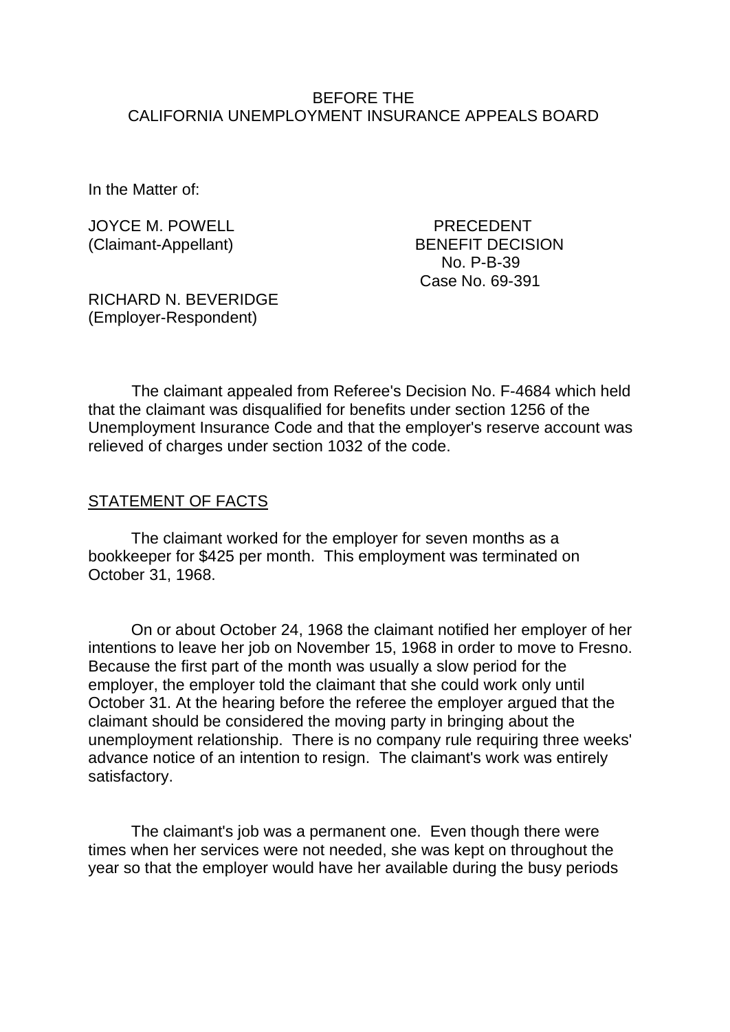BEFORE THE
CALIFORNIA UNEMPLOYMENT INSURANCE APPEALS BOARD

In the Matter of:

JOYCE M. POWELL
(Claimant-Appellant)

PRECEDENT
BENEFIT DECISION
No. P-B-39
Case No. 69-391

RICHARD N. BEVERIDGE
(Employer-Respondent)

The claimant appealed from Referee's Decision No. F-4684 which held that the claimant was disqualified for benefits under section 1256 of the Unemployment Insurance Code and that the employer's reserve account was relieved of charges under section 1032 of the code.

## STATEMENT OF FACTS

The claimant worked for the employer for seven months as a bookkeeper for $425 per month. This employment was terminated on October 31, 1968.

On or about October 24, 1968 the claimant notified her employer of her intentions to leave her job on November 15, 1968 in order to move to Fresno. Because the first part of the month was usually a slow period for the employer, the employer told the claimant that she could work only until October 31. At the hearing before the referee the employer argued that the claimant should be considered the moving party in bringing about the unemployment relationship. There is no company rule requiring three weeks' advance notice of an intention to resign. The claimant's work was entirely satisfactory.

The claimant's job was a permanent one. Even though there were times when her services were not needed, she was kept on throughout the year so that the employer would have her available during the busy periods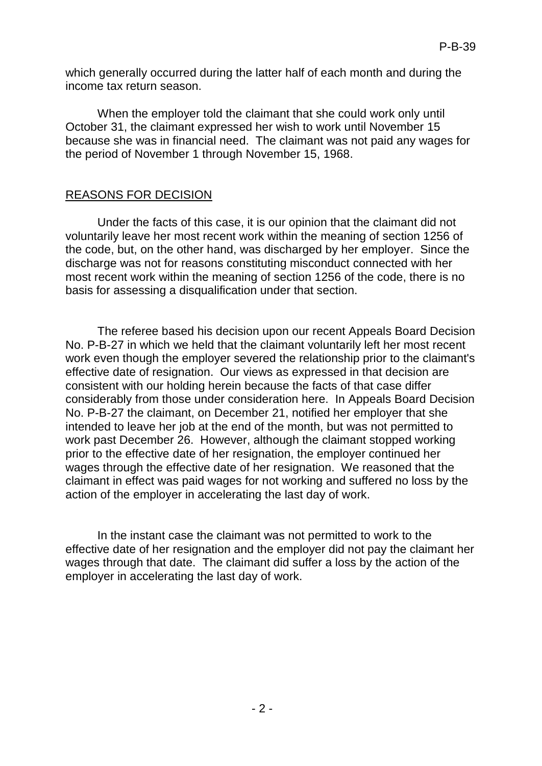which generally occurred during the latter half of each month and during the income tax return season.

When the employer told the claimant that she could work only until October 31, the claimant expressed her wish to work until November 15 because she was in financial need. The claimant was not paid any wages for the period of November 1 through November 15, 1968.

## REASONS FOR DECISION

Under the facts of this case, it is our opinion that the claimant did not voluntarily leave her most recent work within the meaning of section 1256 of the code, but, on the other hand, was discharged by her employer. Since the discharge was not for reasons constituting misconduct connected with her most recent work within the meaning of section 1256 of the code, there is no basis for assessing a disqualification under that section.

The referee based his decision upon our recent Appeals Board Decision No. P-B-27 in which we held that the claimant voluntarily left her most recent work even though the employer severed the relationship prior to the claimant's effective date of resignation. Our views as expressed in that decision are consistent with our holding herein because the facts of that case differ considerably from those under consideration here. In Appeals Board Decision No. P-B-27 the claimant, on December 21, notified her employer that she intended to leave her job at the end of the month, but was not permitted to work past December 26. However, although the claimant stopped working prior to the effective date of her resignation, the employer continued her wages through the effective date of her resignation. We reasoned that the claimant in effect was paid wages for not working and suffered no loss by the action of the employer in accelerating the last day of work.

In the instant case the claimant was not permitted to work to the effective date of her resignation and the employer did not pay the claimant her wages through that date. The claimant did suffer a loss by the action of the employer in accelerating the last day of work.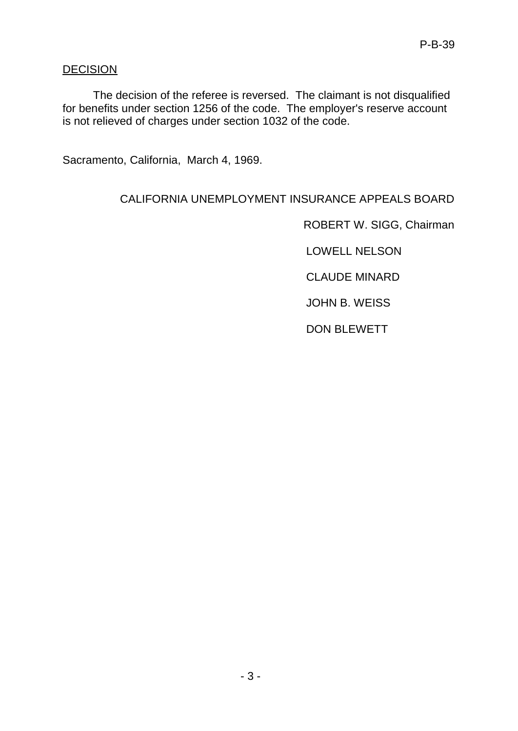DECISION

The decision of the referee is reversed. The claimant is not disqualified for benefits under section 1256 of the code. The employer's reserve account is not relieved of charges under section 1032 of the code.

Sacramento, California, March 4, 1969.

CALIFORNIA UNEMPLOYMENT INSURANCE APPEALS BOARD

ROBERT W. SIGG, Chairman

LOWELL NELSON

CLAUDE MINARD

JOHN B. WEISS

DON BLEWETT